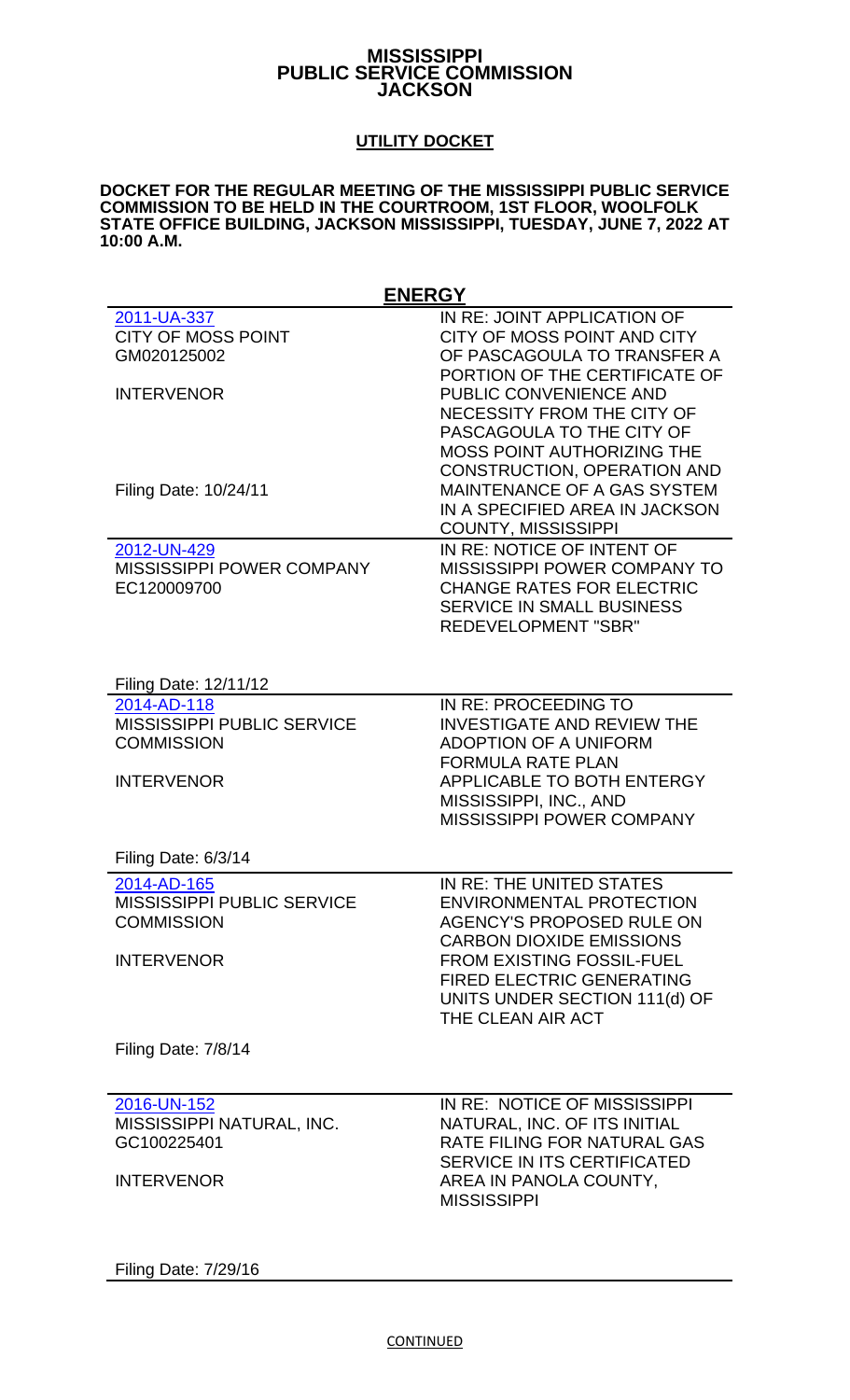# MISSISSIPPI PUBLIC SERVICE COMMISSION JACKSON

## UTILITY DOCKET

**DOCKET FOR THE REGULAR MEETING OF THE MISSISSIPPI PUBLIC SERVICE COMMISSION TO BE HELD IN THE COURTROOM, 1ST FLOOR, WOOLFOLK STATE OFFICE BUILDING, JACKSON MISSISSIPPI, TUESDAY, JUNE 7, 2022 AT 10:00 A.M.**

## ENERGY

| | |
|---|---|
| 2011-UA-337<br>CITY OF MOSS POINT<br>GM020125002<br><br>INTERVENOR<br><br>Filing Date: 10/24/11 | IN RE: JOINT APPLICATION OF CITY OF MOSS POINT AND CITY OF PASCAGOULA TO TRANSFER A PORTION OF THE CERTIFICATE OF PUBLIC CONVENIENCE AND NECESSITY FROM THE CITY OF PASCAGOULA TO THE CITY OF MOSS POINT AUTHORIZING THE CONSTRUCTION, OPERATION AND MAINTENANCE OF A GAS SYSTEM IN A SPECIFIED AREA IN JACKSON COUNTY, MISSISSIPPI |
| 2012-UN-429<br>MISSISSIPPI POWER COMPANY<br>EC120009700<br><br>Filing Date: 12/11/12 | IN RE: NOTICE OF INTENT OF MISSISSIPPI POWER COMPANY TO CHANGE RATES FOR ELECTRIC SERVICE IN SMALL BUSINESS REDEVELOPMENT "SBR" |
| 2014-AD-118<br>MISSISSIPPI PUBLIC SERVICE COMMISSION<br><br>INTERVENOR<br><br>Filing Date: 6/3/14 | IN RE: PROCEEDING TO INVESTIGATE AND REVIEW THE ADOPTION OF A UNIFORM FORMULA RATE PLAN APPLICABLE TO BOTH ENTERGY MISSISSIPPI, INC., AND MISSISSIPPI POWER COMPANY |
| 2014-AD-165<br>MISSISSIPPI PUBLIC SERVICE COMMISSION<br><br>INTERVENOR<br><br>Filing Date: 7/8/14 | IN RE: THE UNITED STATES ENVIRONMENTAL PROTECTION AGENCY'S PROPOSED RULE ON CARBON DIOXIDE EMISSIONS FROM EXISTING FOSSIL-FUEL FIRED ELECTRIC GENERATING UNITS UNDER SECTION 111(d) OF THE CLEAN AIR ACT |
| 2016-UN-152<br>MISSISSIPPI NATURAL, INC.<br>GC100225401<br><br>INTERVENOR<br><br>Filing Date: 7/29/16 | IN RE: NOTICE OF MISSISSIPPI NATURAL, INC. OF ITS INITIAL RATE FILING FOR NATURAL GAS SERVICE IN ITS CERTIFICATED AREA IN PANOLA COUNTY, MISSISSIPPI |

CONTINUED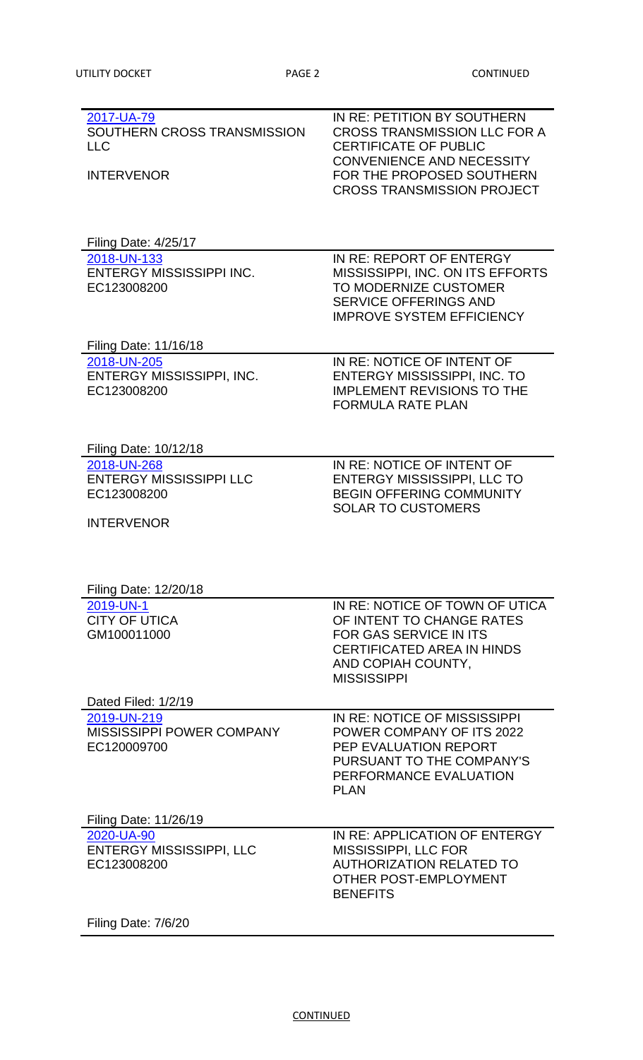| | |
|---|---|
| 2017-UA-79<br>SOUTHERN CROSS TRANSMISSION LLC<br><br>INTERVENOR | IN RE: PETITION BY SOUTHERN CROSS TRANSMISSION LLC FOR A CERTIFICATE OF PUBLIC CONVENIENCE AND NECESSITY FOR THE PROPOSED SOUTHERN CROSS TRANSMISSION PROJECT |
| Filing Date: 4/25/17 | |
| 2018-UN-133<br>ENTERGY MISSISSIPPI INC.<br>EC123008200 | IN RE: REPORT OF ENTERGY MISSISSIPPI, INC. ON ITS EFFORTS TO MODERNIZE CUSTOMER SERVICE OFFERINGS AND IMPROVE SYSTEM EFFICIENCY |
| Filing Date: 11/16/18 | |
| 2018-UN-205<br>ENTERGY MISSISSIPPI, INC.<br>EC123008200 | IN RE: NOTICE OF INTENT OF ENTERGY MISSISSIPPI, INC. TO IMPLEMENT REVISIONS TO THE FORMULA RATE PLAN |
| Filing Date: 10/12/18 | |
| 2018-UN-268<br>ENTERGY MISSISSIPPI LLC<br>EC123008200<br><br>INTERVENOR | IN RE: NOTICE OF INTENT OF ENTERGY MISSISSIPPI, LLC TO BEGIN OFFERING COMMUNITY SOLAR TO CUSTOMERS |
| Filing Date: 12/20/18 | |
| 2019-UN-1<br>CITY OF UTICA<br>GM100011000 | IN RE: NOTICE OF TOWN OF UTICA OF INTENT TO CHANGE RATES FOR GAS SERVICE IN ITS CERTIFICATED AREA IN HINDS AND COPIAH COUNTY, MISSISSIPPI |
| Dated Filed: 1/2/19 | |
| 2019-UN-219<br>MISSISSIPPI POWER COMPANY<br>EC120009700 | IN RE: NOTICE OF MISSISSIPPI POWER COMPANY OF ITS 2022 PEP EVALUATION REPORT PURSUANT TO THE COMPANY'S PERFORMANCE EVALUATION PLAN |
| Filing Date: 11/26/19 | |
| 2020-UA-90<br>ENTERGY MISSISSIPPI, LLC<br>EC123008200 | IN RE: APPLICATION OF ENTERGY MISSISSIPPI, LLC FOR AUTHORIZATION RELATED TO OTHER POST-EMPLOYMENT BENEFITS |
| Filing Date: 7/6/20 | |

CONTINUED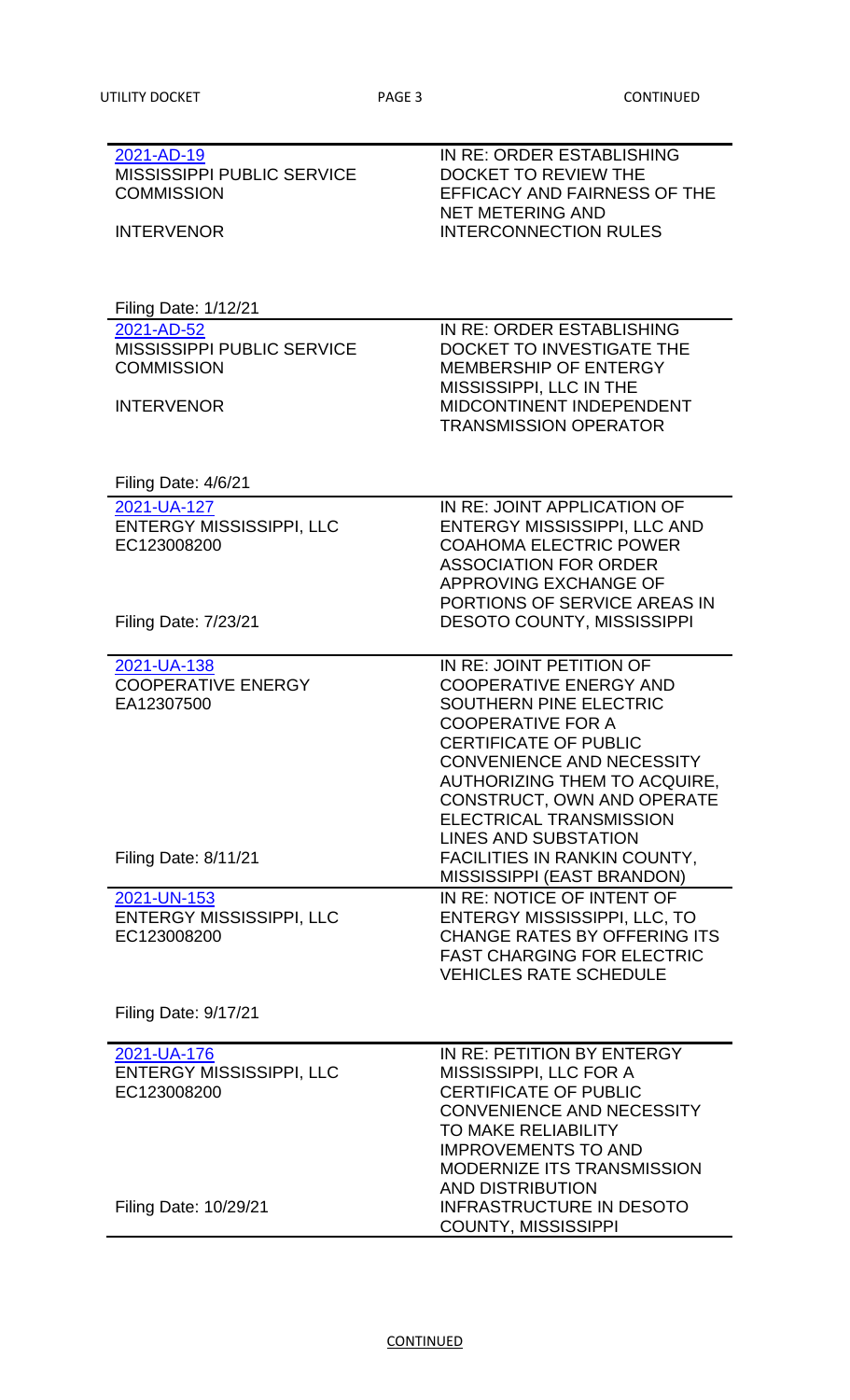| Docket | Description |
|---|---|
| [2021-AD-19](#)<br>MISSISSIPPI PUBLIC SERVICE COMMISSION<br><br>INTERVENOR<br><br>Filing Date: 1/12/21 | IN RE: ORDER ESTABLISHING DOCKET TO REVIEW THE EFFICACY AND FAIRNESS OF THE NET METERING AND INTERCONNECTION RULES |
| [2021-AD-52](#)<br>MISSISSIPPI PUBLIC SERVICE COMMISSION<br><br>INTERVENOR<br><br>Filing Date: 4/6/21 | IN RE: ORDER ESTABLISHING DOCKET TO INVESTIGATE THE MEMBERSHIP OF ENTERGY MISSISSIPPI, LLC IN THE MIDCONTINENT INDEPENDENT TRANSMISSION OPERATOR |
| [2021-UA-127](#)<br>ENTERGY MISSISSIPPI, LLC<br>EC123008200<br><br>Filing Date: 7/23/21 | IN RE: JOINT APPLICATION OF ENTERGY MISSISSIPPI, LLC AND COAHOMA ELECTRIC POWER ASSOCIATION FOR ORDER APPROVING EXCHANGE OF PORTIONS OF SERVICE AREAS IN DESOTO COUNTY, MISSISSIPPI |
| [2021-UA-138](#)<br>COOPERATIVE ENERGY<br>EA12307500<br><br>Filing Date: 8/11/21 | IN RE: JOINT PETITION OF COOPERATIVE ENERGY AND SOUTHERN PINE ELECTRIC COOPERATIVE FOR A CERTIFICATE OF PUBLIC CONVENIENCE AND NECESSITY AUTHORIZING THEM TO ACQUIRE, CONSTRUCT, OWN AND OPERATE ELECTRICAL TRANSMISSION LINES AND SUBSTATION FACILITIES IN RANKIN COUNTY, MISSISSIPPI (EAST BRANDON) |
| [2021-UN-153](#)<br>ENTERGY MISSISSIPPI, LLC<br>EC123008200<br><br>Filing Date: 9/17/21 | IN RE: NOTICE OF INTENT OF ENTERGY MISSISSIPPI, LLC, TO CHANGE RATES BY OFFERING ITS FAST CHARGING FOR ELECTRIC VEHICLES RATE SCHEDULE |
| [2021-UA-176](#)<br>ENTERGY MISSISSIPPI, LLC<br>EC123008200<br><br>Filing Date: 10/29/21 | IN RE: PETITION BY ENTERGY MISSISSIPPI, LLC FOR A CERTIFICATE OF PUBLIC CONVENIENCE AND NECESSITY TO MAKE RELIABILITY IMPROVEMENTS TO AND MODERNIZE ITS TRANSMISSION AND DISTRIBUTION INFRASTRUCTURE IN DESOTO COUNTY, MISSISSIPPI |

CONTINUED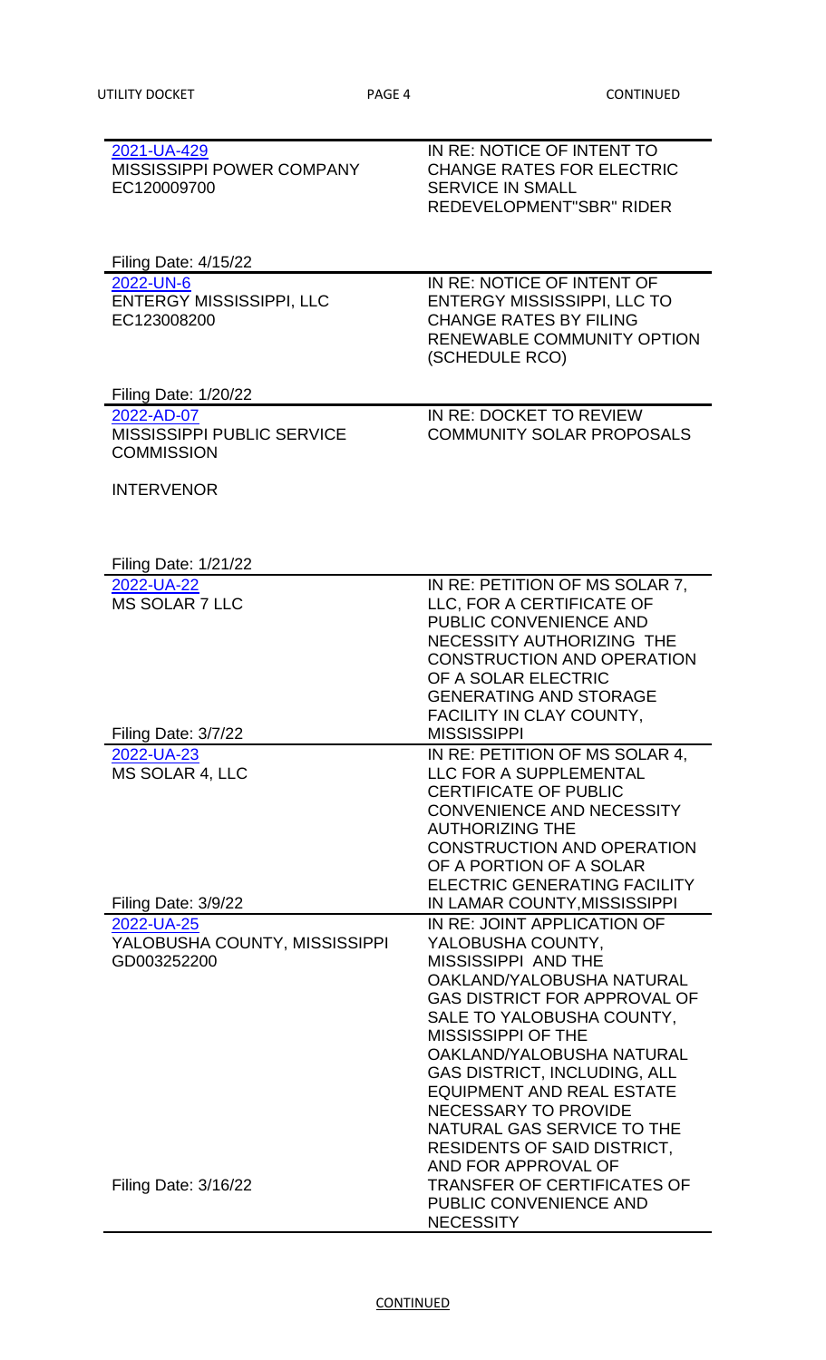| Docket / Party | Description |
|---|---|
| 2021-UA-429<br>MISSISSIPPI POWER COMPANY<br>EC120009700<br><br>Filing Date: 4/15/22 | IN RE: NOTICE OF INTENT TO CHANGE RATES FOR ELECTRIC SERVICE IN SMALL REDEVELOPMENT"SBR" RIDER |
| 2022-UN-6<br>ENTERGY MISSISSIPPI, LLC<br>EC123008200<br><br>Filing Date: 1/20/22 | IN RE: NOTICE OF INTENT OF ENTERGY MISSISSIPPI, LLC TO CHANGE RATES BY FILING RENEWABLE COMMUNITY OPTION (SCHEDULE RCO) |
| 2022-AD-07<br>MISSISSIPPI PUBLIC SERVICE COMMISSION<br><br>INTERVENOR<br><br>Filing Date: 1/21/22 | IN RE: DOCKET TO REVIEW COMMUNITY SOLAR PROPOSALS |
| 2022-UA-22<br>MS SOLAR 7 LLC<br><br>Filing Date: 3/7/22 | IN RE: PETITION OF MS SOLAR 7, LLC, FOR A CERTIFICATE OF PUBLIC CONVENIENCE AND NECESSITY AUTHORIZING THE CONSTRUCTION AND OPERATION OF A SOLAR ELECTRIC GENERATING AND STORAGE FACILITY IN CLAY COUNTY, MISSISSIPPI |
| 2022-UA-23<br>MS SOLAR 4, LLC<br><br>Filing Date: 3/9/22 | IN RE: PETITION OF MS SOLAR 4, LLC FOR A SUPPLEMENTAL CERTIFICATE OF PUBLIC CONVENIENCE AND NECESSITY AUTHORIZING THE CONSTRUCTION AND OPERATION OF A PORTION OF A SOLAR ELECTRIC GENERATING FACILITY IN LAMAR COUNTY,MISSISSIPPI |
| 2022-UA-25<br>YALOBUSHA COUNTY, MISSISSIPPI<br>GD003252200<br><br>Filing Date: 3/16/22 | IN RE: JOINT APPLICATION OF YALOBUSHA COUNTY, MISSISSIPPI AND THE OAKLAND/YALOBUSHA NATURAL GAS DISTRICT FOR APPROVAL OF SALE TO YALOBUSHA COUNTY, MISSISSIPPI OF THE OAKLAND/YALOBUSHA NATURAL GAS DISTRICT, INCLUDING, ALL EQUIPMENT AND REAL ESTATE NECESSARY TO PROVIDE NATURAL GAS SERVICE TO THE RESIDENTS OF SAID DISTRICT, AND FOR APPROVAL OF TRANSFER OF CERTIFICATES OF PUBLIC CONVENIENCE AND NECESSITY |

CONTINUED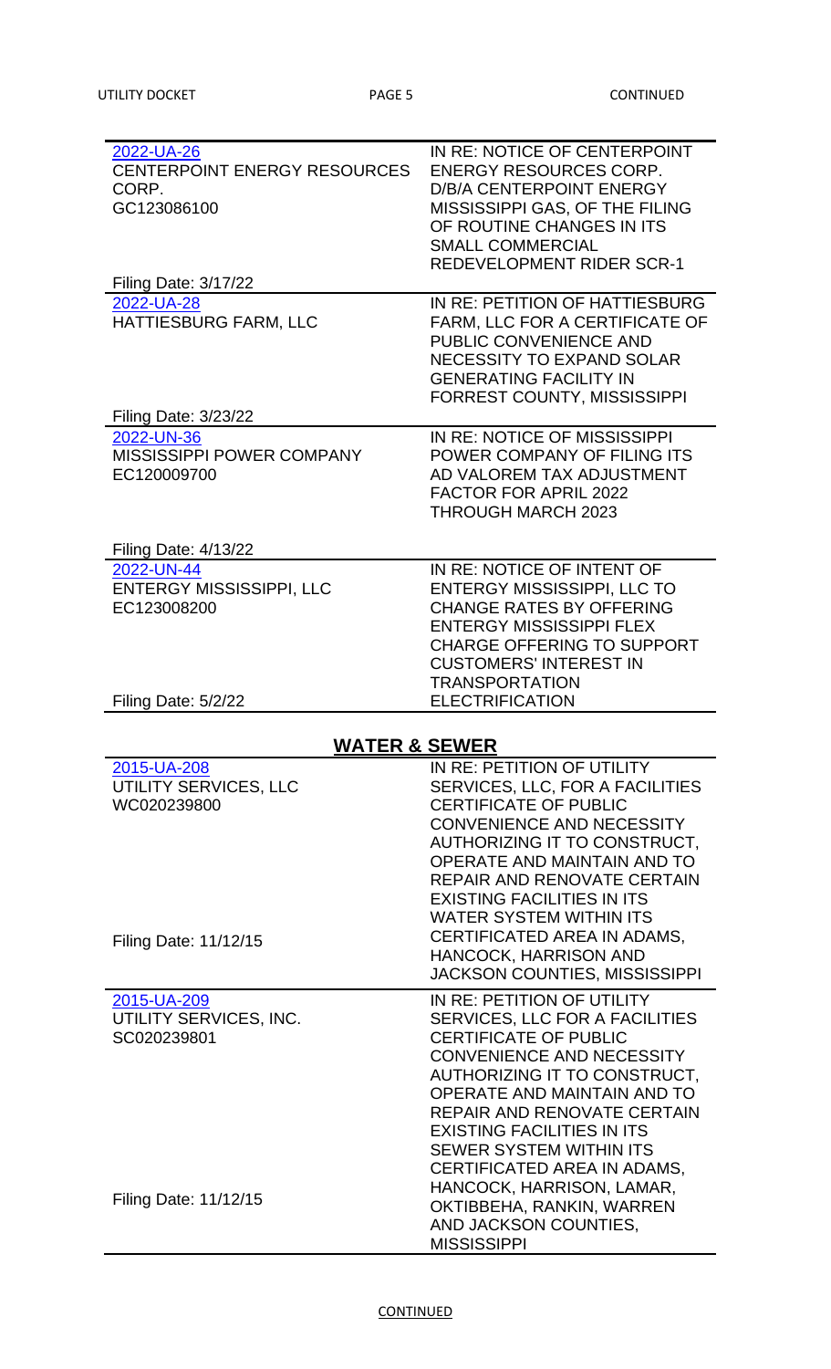| | |
|---|---|
| 2022-UA-26<br>CENTERPOINT ENERGY RESOURCES CORP.<br>GC123086100<br><br>Filing Date: 3/17/22 | IN RE: NOTICE OF CENTERPOINT ENERGY RESOURCES CORP. D/B/A CENTERPOINT ENERGY MISSISSIPPI GAS, OF THE FILING OF ROUTINE CHANGES IN ITS SMALL COMMERCIAL REDEVELOPMENT RIDER SCR-1 |
| 2022-UA-28<br>HATTIESBURG FARM, LLC<br><br>Filing Date: 3/23/22 | IN RE: PETITION OF HATTIESBURG FARM, LLC FOR A CERTIFICATE OF PUBLIC CONVENIENCE AND NECESSITY TO EXPAND SOLAR GENERATING FACILITY IN FORREST COUNTY, MISSISSIPPI |
| 2022-UN-36<br>MISSISSIPPI POWER COMPANY<br>EC120009700<br><br>Filing Date: 4/13/22 | IN RE: NOTICE OF MISSISSIPPI POWER COMPANY OF FILING ITS AD VALOREM TAX ADJUSTMENT FACTOR FOR APRIL 2022 THROUGH MARCH 2023 |
| 2022-UN-44<br>ENTERGY MISSISSIPPI, LLC<br>EC123008200<br><br>Filing Date: 5/2/22 | IN RE: NOTICE OF INTENT OF ENTERGY MISSISSIPPI, LLC TO CHANGE RATES BY OFFERING ENTERGY MISSISSIPPI FLEX CHARGE OFFERING TO SUPPORT CUSTOMERS' INTEREST IN TRANSPORTATION ELECTRIFICATION |

## WATER & SEWER

| | |
|---|---|
| 2015-UA-208<br>UTILITY SERVICES, LLC<br>WC020239800<br><br>Filing Date: 11/12/15 | IN RE: PETITION OF UTILITY SERVICES, LLC, FOR A FACILITIES CERTIFICATE OF PUBLIC CONVENIENCE AND NECESSITY AUTHORIZING IT TO CONSTRUCT, OPERATE AND MAINTAIN AND TO REPAIR AND RENOVATE CERTAIN EXISTING FACILITIES IN ITS WATER SYSTEM WITHIN ITS CERTIFICATED AREA IN ADAMS, HANCOCK, HARRISON AND JACKSON COUNTIES, MISSISSIPPI |
| 2015-UA-209<br>UTILITY SERVICES, INC.<br>SC020239801<br><br>Filing Date: 11/12/15 | IN RE: PETITION OF UTILITY SERVICES, LLC FOR A FACILITIES CERTIFICATE OF PUBLIC CONVENIENCE AND NECESSITY AUTHORIZING IT TO CONSTRUCT, OPERATE AND MAINTAIN AND TO REPAIR AND RENOVATE CERTAIN EXISTING FACILITIES IN ITS SEWER SYSTEM WITHIN ITS CERTIFICATED AREA IN ADAMS, HANCOCK, HARRISON, LAMAR, OKTIBBEHA, RANKIN, WARREN AND JACKSON COUNTIES, MISSISSIPPI |

CONTINUED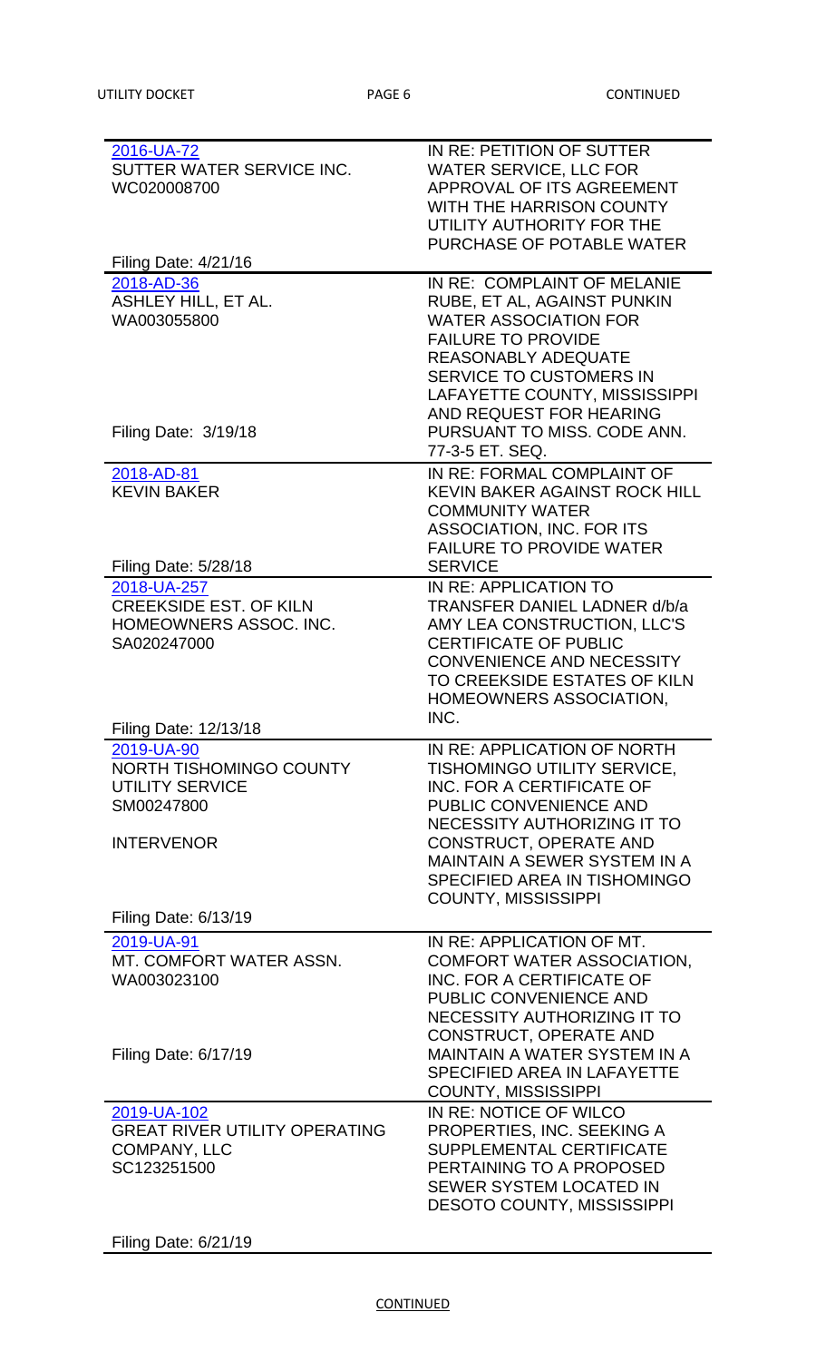| | |
|---|---|
| 2016-UA-72<br>SUTTER WATER SERVICE INC.<br>WC020008700<br><br>Filing Date: 4/21/16 | IN RE: PETITION OF SUTTER WATER SERVICE, LLC FOR APPROVAL OF ITS AGREEMENT WITH THE HARRISON COUNTY UTILITY AUTHORITY FOR THE PURCHASE OF POTABLE WATER |
| 2018-AD-36<br>ASHLEY HILL, ET AL.<br>WA003055800<br><br>Filing Date: 3/19/18 | IN RE: COMPLAINT OF MELANIE RUBE, ET AL, AGAINST PUNKIN WATER ASSOCIATION FOR FAILURE TO PROVIDE REASONABLY ADEQUATE SERVICE TO CUSTOMERS IN LAFAYETTE COUNTY, MISSISSIPPI AND REQUEST FOR HEARING PURSUANT TO MISS. CODE ANN. 77-3-5 ET. SEQ. |
| 2018-AD-81<br>KEVIN BAKER<br><br>Filing Date: 5/28/18 | IN RE: FORMAL COMPLAINT OF KEVIN BAKER AGAINST ROCK HILL COMMUNITY WATER ASSOCIATION, INC. FOR ITS FAILURE TO PROVIDE WATER SERVICE |
| 2018-UA-257<br>CREEKSIDE EST. OF KILN HOMEOWNERS ASSOC. INC.<br>SA020247000<br><br>Filing Date: 12/13/18 | IN RE: APPLICATION TO TRANSFER DANIEL LADNER d/b/a AMY LEA CONSTRUCTION, LLC'S CERTIFICATE OF PUBLIC CONVENIENCE AND NECESSITY TO CREEKSIDE ESTATES OF KILN HOMEOWNERS ASSOCIATION, INC. |
| 2019-UA-90<br>NORTH TISHOMINGO COUNTY UTILITY SERVICE<br>SM00247800<br><br>INTERVENOR<br><br>Filing Date: 6/13/19 | IN RE: APPLICATION OF NORTH TISHOMINGO UTILITY SERVICE, INC. FOR A CERTIFICATE OF PUBLIC CONVENIENCE AND NECESSITY AUTHORIZING IT TO CONSTRUCT, OPERATE AND MAINTAIN A SEWER SYSTEM IN A SPECIFIED AREA IN TISHOMINGO COUNTY, MISSISSIPPI |
| 2019-UA-91<br>MT. COMFORT WATER ASSN.<br>WA003023100<br><br>Filing Date: 6/17/19 | IN RE: APPLICATION OF MT. COMFORT WATER ASSOCIATION, INC. FOR A CERTIFICATE OF PUBLIC CONVENIENCE AND NECESSITY AUTHORIZING IT TO CONSTRUCT, OPERATE AND MAINTAIN A WATER SYSTEM IN A SPECIFIED AREA IN LAFAYETTE COUNTY, MISSISSIPPI |
| 2019-UA-102<br>GREAT RIVER UTILITY OPERATING COMPANY, LLC<br>SC123251500<br><br>Filing Date: 6/21/19 | IN RE: NOTICE OF WILCO PROPERTIES, INC. SEEKING A SUPPLEMENTAL CERTIFICATE PERTAINING TO A PROPOSED SEWER SYSTEM LOCATED IN DESOTO COUNTY, MISSISSIPPI |

CONTINUED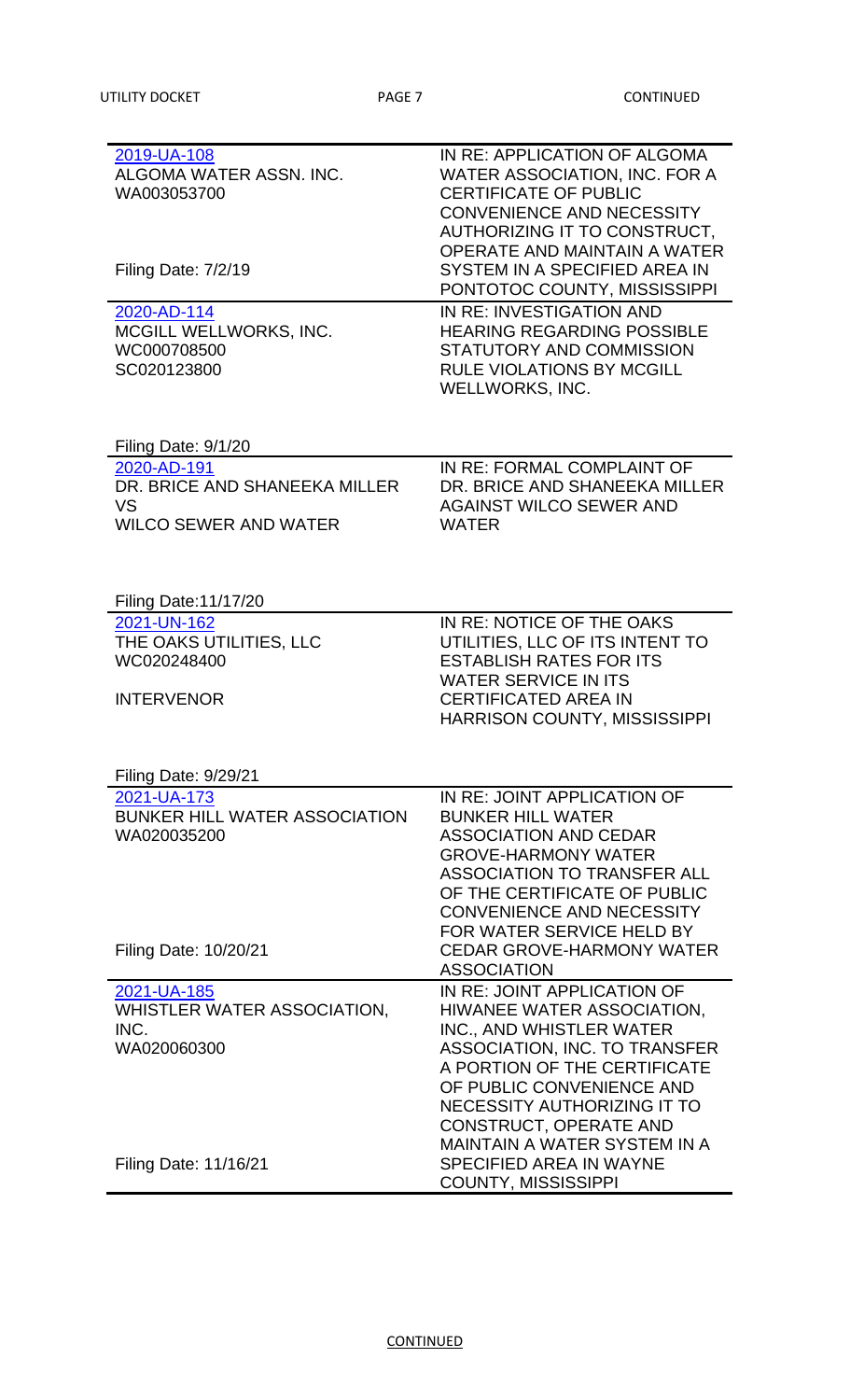| Docket / Party | Description |
|---|---|
| 2019-UA-108<br>ALGOMA WATER ASSN. INC.<br>WA003053700<br><br>Filing Date: 7/2/19 | IN RE: APPLICATION OF ALGOMA WATER ASSOCIATION, INC. FOR A CERTIFICATE OF PUBLIC CONVENIENCE AND NECESSITY AUTHORIZING IT TO CONSTRUCT, OPERATE AND MAINTAIN A WATER SYSTEM IN A SPECIFIED AREA IN PONTOTOC COUNTY, MISSISSIPPI |
| 2020-AD-114<br>MCGILL WELLWORKS, INC.<br>WC000708500<br>SC020123800<br><br>Filing Date: 9/1/20 | IN RE: INVESTIGATION AND HEARING REGARDING POSSIBLE STATUTORY AND COMMISSION RULE VIOLATIONS BY MCGILL WELLWORKS, INC. |
| 2020-AD-191<br>DR. BRICE AND SHANEEKA MILLER<br>VS<br>WILCO SEWER AND WATER<br><br>Filing Date:11/17/20 | IN RE: FORMAL COMPLAINT OF DR. BRICE AND SHANEEKA MILLER AGAINST WILCO SEWER AND WATER |
| 2021-UN-162<br>THE OAKS UTILITIES, LLC<br>WC020248400<br><br>INTERVENOR<br><br>Filing Date: 9/29/21 | IN RE: NOTICE OF THE OAKS UTILITIES, LLC OF ITS INTENT TO ESTABLISH RATES FOR ITS WATER SERVICE IN ITS CERTIFICATED AREA IN HARRISON COUNTY, MISSISSIPPI |
| 2021-UA-173<br>BUNKER HILL WATER ASSOCIATION<br>WA020035200<br><br>Filing Date: 10/20/21 | IN RE: JOINT APPLICATION OF BUNKER HILL WATER ASSOCIATION AND CEDAR GROVE-HARMONY WATER ASSOCIATION TO TRANSFER ALL OF THE CERTIFICATE OF PUBLIC CONVENIENCE AND NECESSITY FOR WATER SERVICE HELD BY CEDAR GROVE-HARMONY WATER ASSOCIATION |
| 2021-UA-185<br>WHISTLER WATER ASSOCIATION, INC.<br>WA020060300<br><br>Filing Date: 11/16/21 | IN RE: JOINT APPLICATION OF HIWANEE WATER ASSOCIATION, INC., AND WHISTLER WATER ASSOCIATION, INC. TO TRANSFER A PORTION OF THE CERTIFICATE OF PUBLIC CONVENIENCE AND NECESSITY AUTHORIZING IT TO CONSTRUCT, OPERATE AND MAINTAIN A WATER SYSTEM IN A SPECIFIED AREA IN WAYNE COUNTY, MISSISSIPPI |

CONTINUED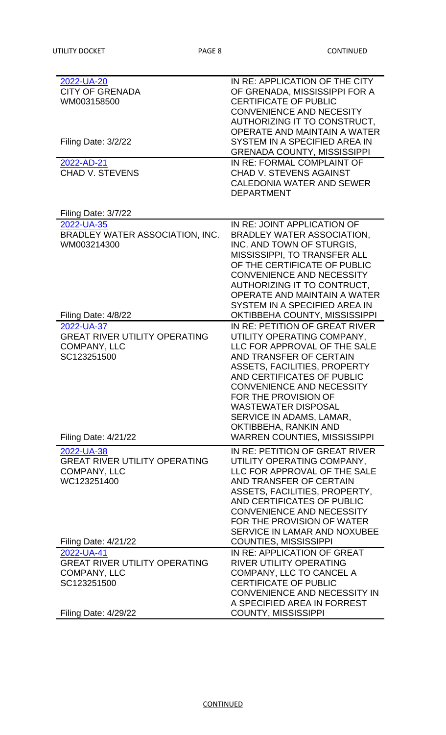| | |
|---|---|
| 2022-UA-20<br>CITY OF GRENADA<br>WM003158500<br><br>Filing Date: 3/2/22 | IN RE: APPLICATION OF THE CITY OF GRENADA, MISSISSIPPI FOR A CERTIFICATE OF PUBLIC CONVENIENCE AND NECESITY AUTHORIZING IT TO CONSTRUCT, OPERATE AND MAINTAIN A WATER SYSTEM IN A SPECIFIED AREA IN GRENADA COUNTY, MISSISSIPPI |
| 2022-AD-21<br>CHAD V. STEVENS<br><br>Filing Date: 3/7/22 | IN RE: FORMAL COMPLAINT OF CHAD V. STEVENS AGAINST CALEDONIA WATER AND SEWER DEPARTMENT |
| 2022-UA-35<br>BRADLEY WATER ASSOCIATION, INC.<br>WM003214300<br><br>Filing Date: 4/8/22 | IN RE: JOINT APPLICATION OF BRADLEY WATER ASSOCIATION, INC. AND TOWN OF STURGIS, MISSISSIPPI, TO TRANSFER ALL OF THE CERTIFICATE OF PUBLIC CONVENIENCE AND NECESSITY AUTHORIZING IT TO CONTRUCT, OPERATE AND MAINTAIN A WATER SYSTEM IN A SPECIFIED AREA IN OKTIBBEHA COUNTY, MISSISSIPPI |
| 2022-UA-37<br>GREAT RIVER UTILITY OPERATING COMPANY, LLC<br>SC123251500<br><br>Filing Date: 4/21/22 | IN RE: PETITION OF GREAT RIVER UTILITY OPERATING COMPANY, LLC FOR APPROVAL OF THE SALE AND TRANSFER OF CERTAIN ASSETS, FACILITIES, PROPERTY AND CERTIFICATES OF PUBLIC CONVENIENCE AND NECESSITY FOR THE PROVISION OF WASTEWATER DISPOSAL SERVICE IN ADAMS, LAMAR, OKTIBBEHA, RANKIN AND WARREN COUNTIES, MISSISSIPPI |
| 2022-UA-38<br>GREAT RIVER UTILITY OPERATING COMPANY, LLC<br>WC123251400<br><br>Filing Date: 4/21/22 | IN RE: PETITION OF GREAT RIVER UTILITY OPERATING COMPANY, LLC FOR APPROVAL OF THE SALE AND TRANSFER OF CERTAIN ASSETS, FACILITIES, PROPERTY, AND CERTIFICATES OF PUBLIC CONVENIENCE AND NECESSITY FOR THE PROVISION OF WATER SERVICE IN LAMAR AND NOXUBEE COUNTIES, MISSISSIPPI |
| 2022-UA-41<br>GREAT RIVER UTILITY OPERATING COMPANY, LLC<br>SC123251500<br><br>Filing Date: 4/29/22 | IN RE: APPLICATION OF GREAT RIVER UTILITY OPERATING COMPANY, LLC TO CANCEL A CERTIFICATE OF PUBLIC CONVENIENCE AND NECESSITY IN A SPECIFIED AREA IN FORREST COUNTY, MISSISSIPPI |

CONTINUED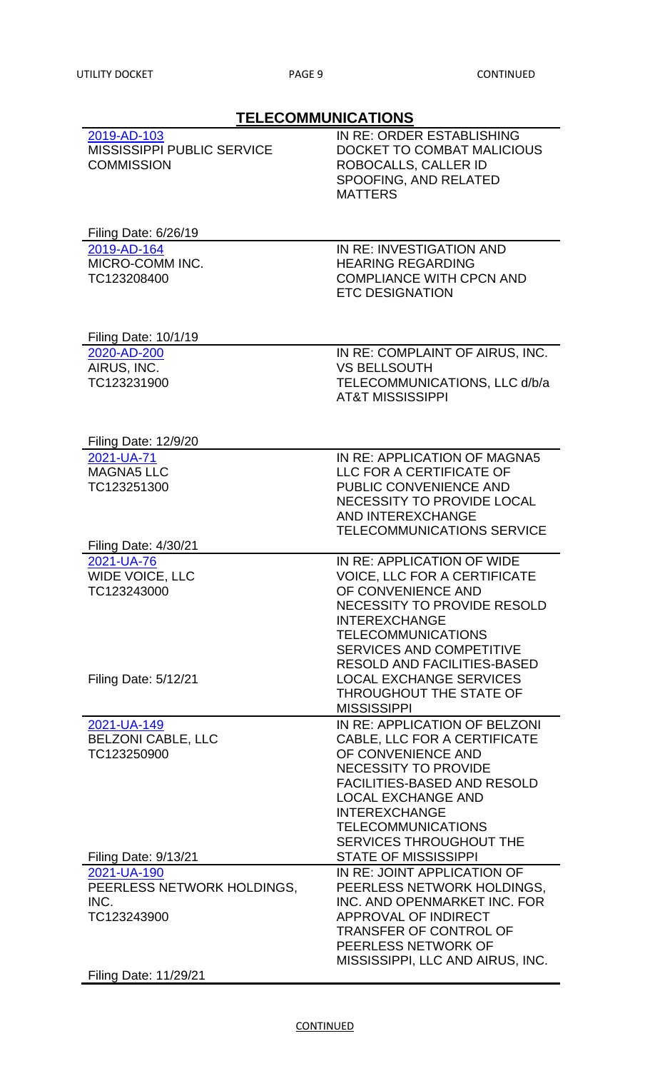## TELECOMMUNICATIONS

| | |
|---|---|
| 2019-AD-103<br>MISSISSIPPI PUBLIC SERVICE COMMISSION<br><br>Filing Date: 6/26/19 | IN RE: ORDER ESTABLISHING DOCKET TO COMBAT MALICIOUS ROBOCALLS, CALLER ID SPOOFING, AND RELATED MATTERS |
| 2019-AD-164<br>MICRO-COMM INC.<br>TC123208400<br><br>Filing Date: 10/1/19 | IN RE: INVESTIGATION AND HEARING REGARDING COMPLIANCE WITH CPCN AND ETC DESIGNATION |
| 2020-AD-200<br>AIRUS, INC.<br>TC123231900<br><br>Filing Date: 12/9/20 | IN RE: COMPLAINT OF AIRUS, INC. VS BELLSOUTH TELECOMMUNICATIONS, LLC d/b/a AT&T MISSISSIPPI |
| 2021-UA-71<br>MAGNA5 LLC<br>TC123251300<br><br>Filing Date: 4/30/21 | IN RE: APPLICATION OF MAGNA5 LLC FOR A CERTIFICATE OF PUBLIC CONVENIENCE AND NECESSITY TO PROVIDE LOCAL AND INTEREXCHANGE TELECOMMUNICATIONS SERVICE |
| 2021-UA-76<br>WIDE VOICE, LLC<br>TC123243000<br><br>Filing Date: 5/12/21 | IN RE: APPLICATION OF WIDE VOICE, LLC FOR A CERTIFICATE OF CONVENIENCE AND NECESSITY TO PROVIDE RESOLD INTEREXCHANGE TELECOMMUNICATIONS SERVICES AND COMPETITIVE RESOLD AND FACILITIES-BASED LOCAL EXCHANGE SERVICES THROUGHOUT THE STATE OF MISSISSIPPI |
| 2021-UA-149<br>BELZONI CABLE, LLC<br>TC123250900<br><br>Filing Date: 9/13/21 | IN RE: APPLICATION OF BELZONI CABLE, LLC FOR A CERTIFICATE OF CONVENIENCE AND NECESSITY TO PROVIDE FACILITIES-BASED AND RESOLD LOCAL EXCHANGE AND INTEREXCHANGE TELECOMMUNICATIONS SERVICES THROUGHOUT THE STATE OF MISSISSIPPI |
| 2021-UA-190<br>PEERLESS NETWORK HOLDINGS, INC.<br>TC123243900<br><br>Filing Date: 11/29/21 | IN RE: JOINT APPLICATION OF PEERLESS NETWORK HOLDINGS, INC. AND OPENMARKET INC. FOR APPROVAL OF INDIRECT TRANSFER OF CONTROL OF PEERLESS NETWORK OF MISSISSIPPI, LLC AND AIRUS, INC. |

CONTINUED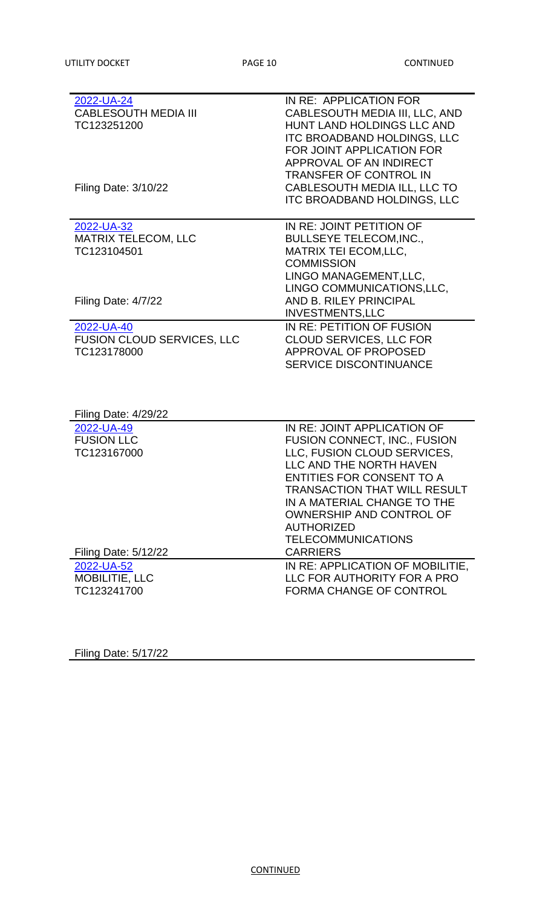| | |
|---|---|
| 2022-UA-24<br>CABLESOUTH MEDIA III<br>TC123251200<br><br>Filing Date: 3/10/22 | IN RE: APPLICATION FOR CABLESOUTH MEDIA III, LLC, AND HUNT LAND HOLDINGS LLC AND ITC BROADBAND HOLDINGS, LLC FOR JOINT APPLICATION FOR APPROVAL OF AN INDIRECT TRANSFER OF CONTROL IN CABLESOUTH MEDIA ILL, LLC TO ITC BROADBAND HOLDINGS, LLC |
| 2022-UA-32<br>MATRIX TELECOM, LLC<br>TC123104501<br><br>Filing Date: 4/7/22 | IN RE: JOINT PETITION OF BULLSEYE TELECOM,INC., MATRIX TEI ECOM,LLC, COMMISSION LINGO MANAGEMENT,LLC, LINGO COMMUNICATIONS,LLC, AND B. RILEY PRINCIPAL INVESTMENTS,LLC |
| 2022-UA-40<br>FUSION CLOUD SERVICES, LLC<br>TC123178000<br><br>Filing Date: 4/29/22 | IN RE: PETITION OF FUSION CLOUD SERVICES, LLC FOR APPROVAL OF PROPOSED SERVICE DISCONTINUANCE |
| 2022-UA-49<br>FUSION LLC<br>TC123167000<br><br>Filing Date: 5/12/22 | IN RE: JOINT APPLICATION OF FUSION CONNECT, INC., FUSION LLC, FUSION CLOUD SERVICES, LLC AND THE NORTH HAVEN ENTITIES FOR CONSENT TO A TRANSACTION THAT WILL RESULT IN A MATERIAL CHANGE TO THE OWNERSHIP AND CONTROL OF AUTHORIZED TELECOMMUNICATIONS CARRIERS |
| 2022-UA-52<br>MOBILITIE, LLC<br>TC123241700<br><br>Filing Date: 5/17/22 | IN RE: APPLICATION OF MOBILITIE, LLC FOR AUTHORITY FOR A PRO FORMA CHANGE OF CONTROL |

CONTINUED